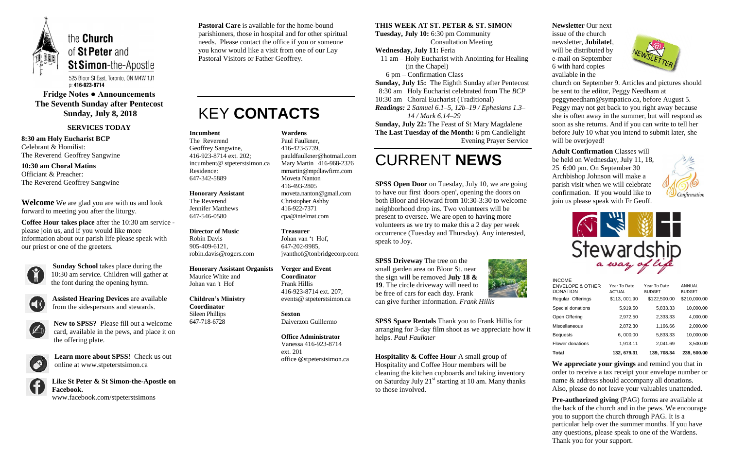# the Church of St Peter and St Simon-the-Apostle

525 Bloor St East, Toronto, ON M4W 1J1
p: 416-923-8714

**Fridge Notes ● Announcements**
**The Seventh Sunday after Pentecost**
**Sunday, July 8, 2018**

## SERVICES TODAY

**8:30 am Holy Eucharist BCP**
Celebrant & Homilist:
The Reverend Geoffrey Sangwine

**10:30 am Choral Matins**
Officiant & Preacher:
The Reverend Geoffrey Sangwine

**Welcome** We are glad you are with us and look forward to meeting you after the liturgy.

**Coffee Hour takes place** after the 10:30 am service - please join us, and if you would like more information about our parish life please speak with our priest or one of the greeters.

**Sunday School** takes place during the 10:30 am service. Children will gather at the font during the opening hymn.

**Assisted Hearing Devices** are available from the sidespersons and stewards.

**New to SPSS?** Please fill out a welcome card, available in the pews, and place it on the offering plate.

**Learn more about SPSS!** Check us out online at www.stpeterstsimon.ca

**Like St Peter & St Simon-the-Apostle on Facebook.**
www.facebook.com/stpeterstsimons

**Pastoral Care** is available for the home-bound parishioners, those in hospital and for other spiritual needs. Please contact the office if you or someone you know would like a visit from one of our Lay Pastoral Visitors or Father Geoffrey.

# KEY **CONTACTS**

**Incumbent**
The Reverend
Geoffrey Sangwine,
416-923-8714 ext. 202;
incumbent@ stpeterstsimon.ca
Residence:
647-342-5889

**Honorary Assistant**
The Reverend
Jennifer Matthews
647-546-0580

**Director of Music**
Robin Davis
905-409-6121,
robin.davis@rogers.com

**Honorary Assistant Organists**
Maurice White and
Johan van 't Hof

**Children's Ministry Coordinator**
Sileen Phillips
647-718-6728

**Wardens**
Paul Faulkner,
416-423-5739,
pauldfaulkner@hotmail.com
Mary Martin 416-968-2326
mmartin@mpdlawfirm.com
Moveta Nanton
416-493-2805
moveta.nanton@gmail.com
Christopher Ashby
416-922-7371
cpa@intelmat.com

**Treasurer**
Johan van 't Hof,
647-202-9985,
jvanthof@tonbridgecorp.com

**Verger and Event Coordinator**
Frank Hillis
416-923-8714 ext. 207;
events@ stpeterstsimon.ca

**Sexton**
Daiverzon Guillermo

**Office Administrator**
Vanessa 416-923-8714
ext. 201
office @stpeterstsimon.ca

**THIS WEEK AT ST. PETER & ST. SIMON**

**Tuesday, July 10:** 6:30 pm Community Consultation Meeting

**Wednesday, July 11:** Feria
11 am – Holy Eucharist with Anointing for Healing (in the Chapel)
6 pm – Confirmation Class

**Sunday, July 15:** The Eighth Sunday after Pentecost
8:30 am Holy Eucharist celebrated from The *BCP*
10:30 am Choral Eucharist (Traditional)
*Readings: 2 Samuel 6.1–5, 12b–19 / Ephesians 1.3–14 / Mark 6.14–29*

**Sunday, July 22:** The Feast of St Mary Magdalene

**The Last Tuesday of the Month:** 6 pm Candlelight Evening Prayer Service

# CURRENT **NEWS**

**SPSS Open Door** on Tuesday, July 10, we are going to have our first 'doors open', opening the doors on both Bloor and Howard from 10:30-3:30 to welcome neighborhood drop ins. Two volunteers will be present to oversee. We are open to having more volunteers as we try to make this a 2 day per week occurrence (Tuesday and Thursday). Any interested, speak to Joy.

**SPSS Driveway** The tree on the small garden area on Bloor St. near the sign will be removed **July 18 & 19**. The circle driveway will need to be free of cars for each day. Frank can give further information. *Frank Hillis*

**SPSS Space Rentals** Thank you to Frank Hillis for arranging for 3-day film shoot as we appreciate how it helps. *Paul Faulkner*

**Hospitality & Coffee Hour** A small group of Hospitality and Coffee Hour members will be cleaning the kitchen cupboards and taking inventory on Saturday July 21st starting at 10 am. Many thanks to those involved.

**Newsletter** Our next issue of the church newsletter, **Jubilate!**, will be distributed by e-mail on September 6 with hard copies available in the church on September 9. Articles and pictures should be sent to the editor, Peggy Needham at peggyneedham@sympatico.ca, before August 5. Peggy may not get back to you right away because she is often away in the summer, but will respond as soon as she returns. And if you can write to tell her before July 10 what you intend to submit later, she will be overjoyed!

**Adult Confirmation** Classes will be held on Wednesday, July 11, 18, 25 6:00 pm. On September 30 Archbishop Johnson will make a parish visit when we will celebrate confirmation. If you would like to join us please speak with Fr Geoff.

Stewardship *a way of life*

| INCOME ENVELOPE & OTHER DONATION | Year To Date ACTUAL | Year To Date BUDGET | ANNUAL BUDGET |
|---|---|---|---|
| Regular Offerings | $113, 001.90 | $122,500.00 | $210,000.00 |
| Special donations | 5,919.50 | 5,833.33 | 10,000.00 |
| Open Offering | 2,972.50 | 2,333.33 | 4,000.00 |
| Miscellaneous | 2,872.30 | 1,166.66 | 2,000.00 |
| Bequests | 6, 000.00 | 5,833.33 | 10,000.00 |
| Flower donations | 1,913.11 | 2,041.69 | 3,500.00 |
| **Total** | **132, 679.31** | **139, 708.34** | **239, 500.00** |

**We appreciate your givings** and remind you that in order to receive a tax receipt your envelope number or name & address should accompany all donations. Also, please do not leave your valuables unattended.

**Pre-authorized giving** (PAG) forms are available at the back of the church and in the pews. We encourage you to support the church through PAG. It is a particular help over the summer months. If you have any questions, please speak to one of the Wardens. Thank you for your support.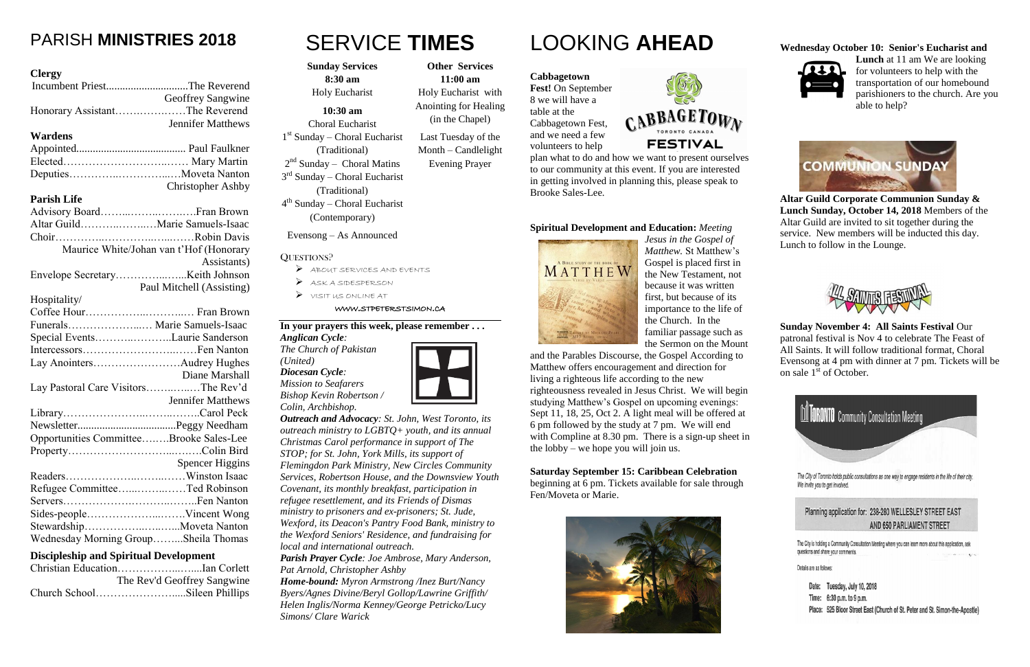# PARISH **MINISTRIES 2018**

### Clergy

Incumbent Priest............................The Reverend Geoffrey Sangwine
Honorary Assistant………………The Reverend Jennifer Matthews

### Wardens

Appointed....................................... Paul Faulkner
Elected……………………….…… Mary Martin
Deputies…………..…………...…Moveta Nanton
Christopher Ashby

### Parish Life

Advisory Board……...……..……..…Fran Brown
Altar Guild……….……...…Marie Samuels-Isaac
Choir………….………….……….…Robin Davis
Maurice White/Johan van t'Hof (Honorary Assistants)
Envelope Secretary……………...…...Keith Johnson
Paul Mitchell (Assisting)
Hospitality/
Coffee Hour……………..………..…. Fran Brown
Funerals………………..…. Marie Samuels-Isaac
Special Events……….……….Laurie Sanderson
Intercessors…………………………….…Fen Nanton
Lay Anointers……………………Audrey Hughes
Diane Marshall
Lay Pastoral Care Visitors……..…..…The Rev'd Jennifer Matthews
Library………………..…….…..…….Carol Peck
Newsletter...................................Peggy Needham
Opportunities Committee……..Brooke Sales-Lee
Property……………………….…..……Colin Bird
Spencer Higgins
Readers………………..…..……Winston Isaac
Refugee Committee…….……..……Ted Robinson
Servers………………….…………..…Fen Nanton
Sides-people……………………..……Vincent Wong
Stewardship……………….……..……Moveta Nanton
Wednesday Morning Group……...Sheila Thomas

### Discipleship and Spiritual Development

Christian Education………………..…...Ian Corlett
The Rev'd Geoffrey Sangwine
Church School……………………....Sileen Phillips

# SERVICE **TIMES**

**Sunday Services**

**8:30 am**
Holy Eucharist

**10:30 am**
Choral Eucharist
1st Sunday – Choral Eucharist (Traditional)
2nd Sunday – Choral Matins
3rd Sunday – Choral Eucharist (Traditional)
4th Sunday – Choral Eucharist (Contemporary)

Evensong – As Announced

**Other Services**

**11:00 am**
Holy Eucharist with Anointing for Healing (in the Chapel)

Last Tuesday of the Month – Candlelight Evening Prayer

QUESTIONS?

- ABOUT SERVICES AND EVENTS
- ASK A SIDESPERSON
- VISIT US ONLINE AT

WWW.STPETERSTSIMON.CA

**In your prayers this week, please remember . . .**

***Anglican Cycle:***
*The Church of Pakistan (United)*
***Diocesan Cycle:***
*Mission to Seafarers*
*Bishop Kevin Robertson / Colin, Archbishop.*
***Outreach and Advocacy****: St. John, West Toronto, its outreach ministry to LGBTQ+ youth, and its annual Christmas Carol performance in support of The STOP; for St. John, York Mills, its support of Flemingdon Park Ministry, New Circles Community Services, Robertson House, and the Downsview Youth Covenant, its monthly breakfast, participation in refugee resettlement, and its Friends of Dismas ministry to prisoners and ex-prisoners; St. Jude, Wexford, its Deacon's Pantry Food Bank, ministry to the Wexford Seniors' Residence, and fundraising for local and international outreach.*
***Parish Prayer Cycle****: Joe Ambrose, Mary Anderson, Pat Arnold, Christopher Ashby*
***Home-bound:*** *Myron Armstrong /Inez Burt/Nancy Byers/Agnes Divine/Beryl Gollop/Lawrine Griffith/ Helen Inglis/Norma Kenney/George Petricko/Lucy Simons/ Clare Warick*

# LOOKING **AHEAD**

**Cabbagetown Fest!** On September 8 we will have a table at the Cabbagetown Fest, and we need a few volunteers to help plan what to do and how we want to present ourselves to our community at this event. If you are interested in getting involved in planning this, please speak to Brooke Sales-Lee.

CABBAGETOWN TORONTO CANADA FESTIVAL

**Spiritual Development and Education:** *Meeting Jesus in the Gospel of Matthew.* St Matthew's Gospel is placed first in the New Testament, not because it was written first, but because of its importance to the life of the Church. In the familiar passage such as the Sermon on the Mount and the Parables Discourse, the Gospel According to Matthew offers encouragement and direction for living a righteous life according to the new righteousness revealed in Jesus Christ. We will begin studying Matthew's Gospel on upcoming evenings: Sept 11, 18, 25, Oct 2. A light meal will be offered at 6 pm followed by the study at 7 pm. We will end with Compline at 8.30 pm. There is a sign-up sheet in the lobby – we hope you will join us.

**Saturday September 15: Caribbean Celebration** beginning at 6 pm. Tickets available for sale through Fen/Moveta or Marie.

**Wednesday October 10: Senior's Eucharist and Lunch** at 11 am We are looking for volunteers to help with the transportation of our homebound parishioners to the church. Are you able to help?

COMMUNION SUNDAY

**Altar Guild Corporate Communion Sunday & Lunch Sunday, October 14, 2018** Members of the Altar Guild are invited to sit together during the service. New members will be inducted this day. Lunch to follow in the Lounge.

ALL SAINTS FESTIVAL

**Sunday November 4: All Saints Festival** Our patronal festival is Nov 4 to celebrate The Feast of All Saints. It will follow traditional format, Choral Evensong at 4 pm with dinner at 7 pm. Tickets will be on sale 1st of October.

TORONTO Community Consultation Meeting

The City of Toronto holds public consultations as one way to engage residents in the life of their city. We invite you to get involved.

Planning application for: 238-280 WELLESLEY STREET EAST AND 650 PARLIAMENT STREET

The City is holding a Community Consultation Meeting where you can learn more about this application, ask questions and share your comments.

Details are as follows:

Date: Tuesday, July 10, 2018
Time: 6:30 p.m. to 9 p.m.
Place: 525 Bloor Street East (Church of St. Peter and St. Simon-the-Apostle)